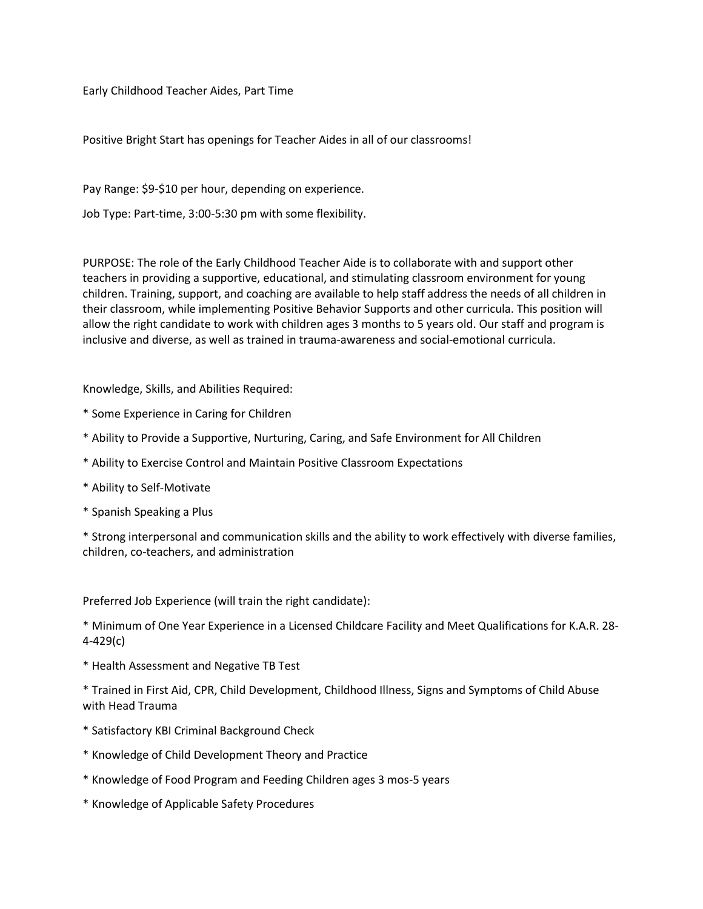Early Childhood Teacher Aides, Part Time

Positive Bright Start has openings for Teacher Aides in all of our classrooms!

Pay Range: $9-$10 per hour, depending on experience.

Job Type: Part-time, 3:00-5:30 pm with some flexibility.

PURPOSE: The role of the Early Childhood Teacher Aide is to collaborate with and support other teachers in providing a supportive, educational, and stimulating classroom environment for young children. Training, support, and coaching are available to help staff address the needs of all children in their classroom, while implementing Positive Behavior Supports and other curricula. This position will allow the right candidate to work with children ages 3 months to 5 years old. Our staff and program is inclusive and diverse, as well as trained in trauma-awareness and social-emotional curricula.

Knowledge, Skills, and Abilities Required:

* Some Experience in Caring for Children
* Ability to Provide a Supportive, Nurturing, Caring, and Safe Environment for All Children
* Ability to Exercise Control and Maintain Positive Classroom Expectations
* Ability to Self-Motivate
* Spanish Speaking a Plus
* Strong interpersonal and communication skills and the ability to work effectively with diverse families, children, co-teachers, and administration

Preferred Job Experience (will train the right candidate):

* Minimum of One Year Experience in a Licensed Childcare Facility and Meet Qualifications for K.A.R. 28-4-429(c)
* Health Assessment and Negative TB Test
* Trained in First Aid, CPR, Child Development, Childhood Illness, Signs and Symptoms of Child Abuse with Head Trauma
* Satisfactory KBI Criminal Background Check
* Knowledge of Child Development Theory and Practice
* Knowledge of Food Program and Feeding Children ages 3 mos-5 years
* Knowledge of Applicable Safety Procedures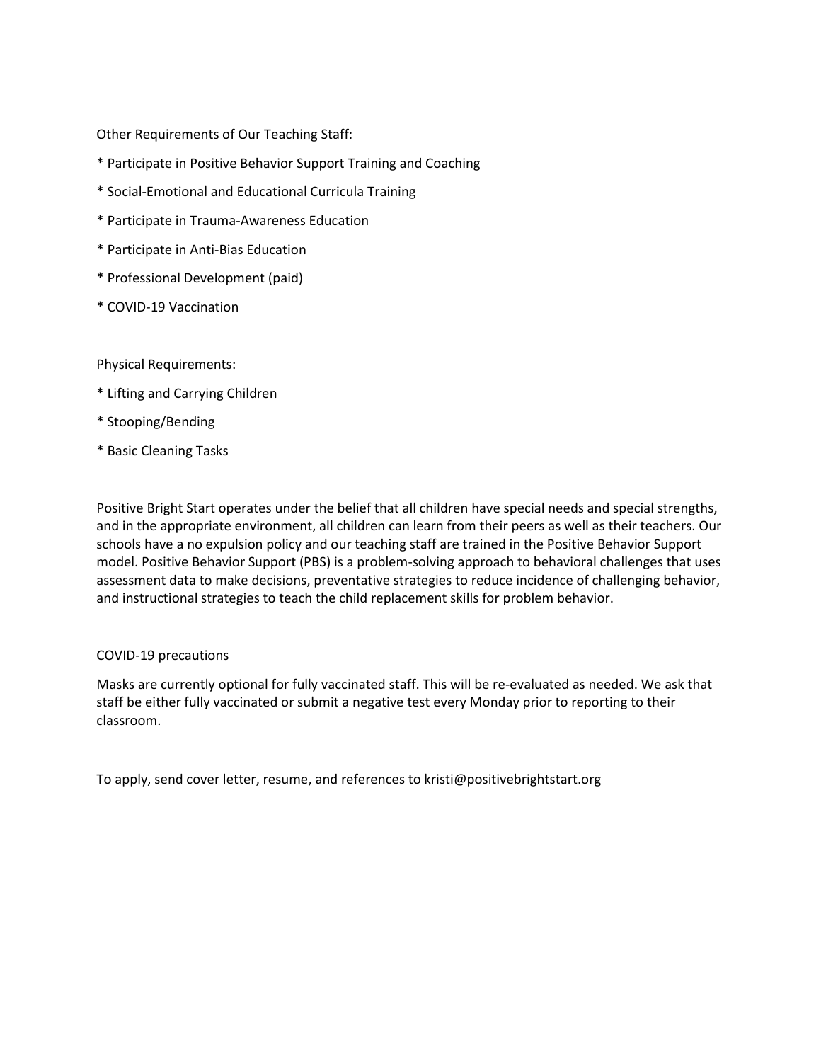Other Requirements of Our Teaching Staff:

* Participate in Positive Behavior Support Training and Coaching
* Social-Emotional and Educational Curricula Training
* Participate in Trauma-Awareness Education
* Participate in Anti-Bias Education
* Professional Development (paid)
* COVID-19 Vaccination

Physical Requirements:

* Lifting and Carrying Children
* Stooping/Bending
* Basic Cleaning Tasks

Positive Bright Start operates under the belief that all children have special needs and special strengths, and in the appropriate environment, all children can learn from their peers as well as their teachers. Our schools have a no expulsion policy and our teaching staff are trained in the Positive Behavior Support model. Positive Behavior Support (PBS) is a problem-solving approach to behavioral challenges that uses assessment data to make decisions, preventative strategies to reduce incidence of challenging behavior, and instructional strategies to teach the child replacement skills for problem behavior.

COVID-19 precautions

Masks are currently optional for fully vaccinated staff. This will be re-evaluated as needed. We ask that staff be either fully vaccinated or submit a negative test every Monday prior to reporting to their classroom.

To apply, send cover letter, resume, and references to kristi@positivebrightstart.org